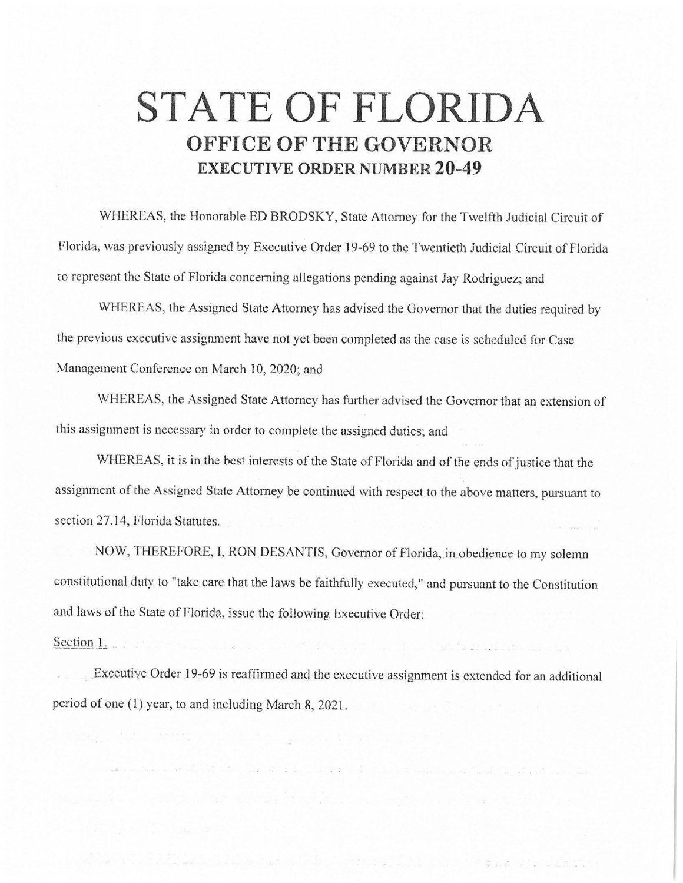# STATE OF FLORIDA
## OFFICE OF THE GOVERNOR
### EXECUTIVE ORDER NUMBER 20-49

WHEREAS, the Honorable ED BRODSKY, State Attorney for the Twelfth Judicial Circuit of Florida, was previously assigned by Executive Order 19-69 to the Twentieth Judicial Circuit of Florida to represent the State of Florida concerning allegations pending against Jay Rodriguez; and

WHEREAS, the Assigned State Attorney has advised the Governor that the duties required by the previous executive assignment have not yet been completed as the case is scheduled for Case Management Conference on March 10, 2020; and

WHEREAS, the Assigned State Attorney has further advised the Governor that an extension of this assignment is necessary in order to complete the assigned duties; and

WHEREAS, it is in the best interests of the State of Florida and of the ends of justice that the assignment of the Assigned State Attorney be continued with respect to the above matters, pursuant to section 27.14, Florida Statutes.

NOW, THEREFORE, I, RON DESANTIS, Governor of Florida, in obedience to my solemn constitutional duty to "take care that the laws be faithfully executed," and pursuant to the Constitution and laws of the State of Florida, issue the following Executive Order:

Section 1.

Executive Order 19-69 is reaffirmed and the executive assignment is extended for an additional period of one (1) year, to and including March 8, 2021.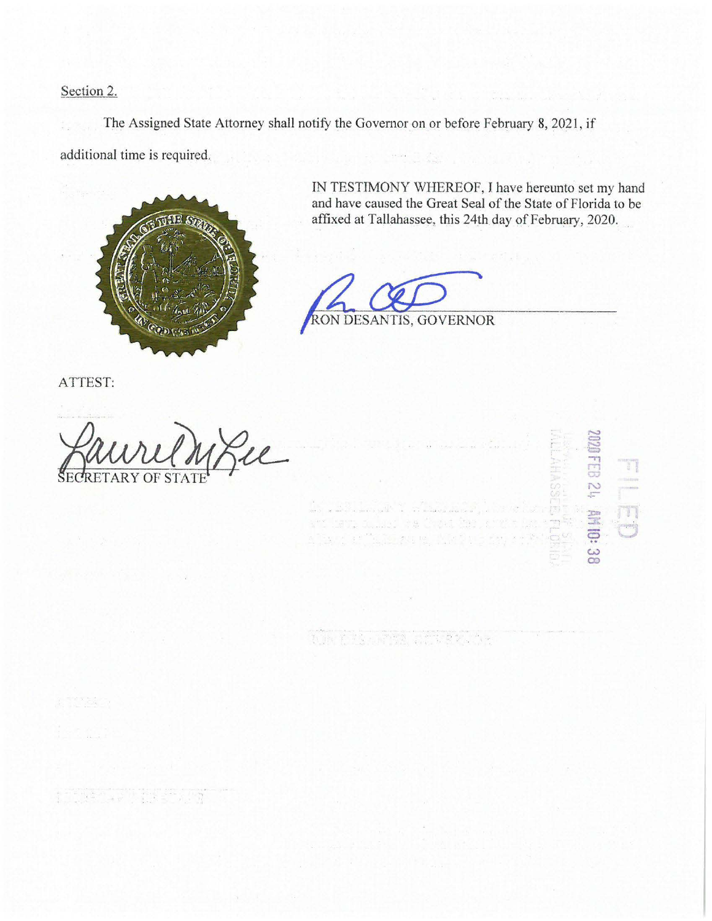Section 2.

The Assigned State Attorney shall notify the Governor on or before February 8, 2021, if additional time is required.

IN TESTIMONY WHEREOF, I have hereunto set my hand and have caused the Great Seal of the State of Florida to be affixed at Tallahassee, this 24th day of February, 2020.

RON DESANTIS, GOVERNOR

ATTEST:

SECRETARY OF STATE

FILED
2020 FEB 24 AM 10: 38
DEPARTMENT OF STATE
TALLAHASSEE, FLORIDA